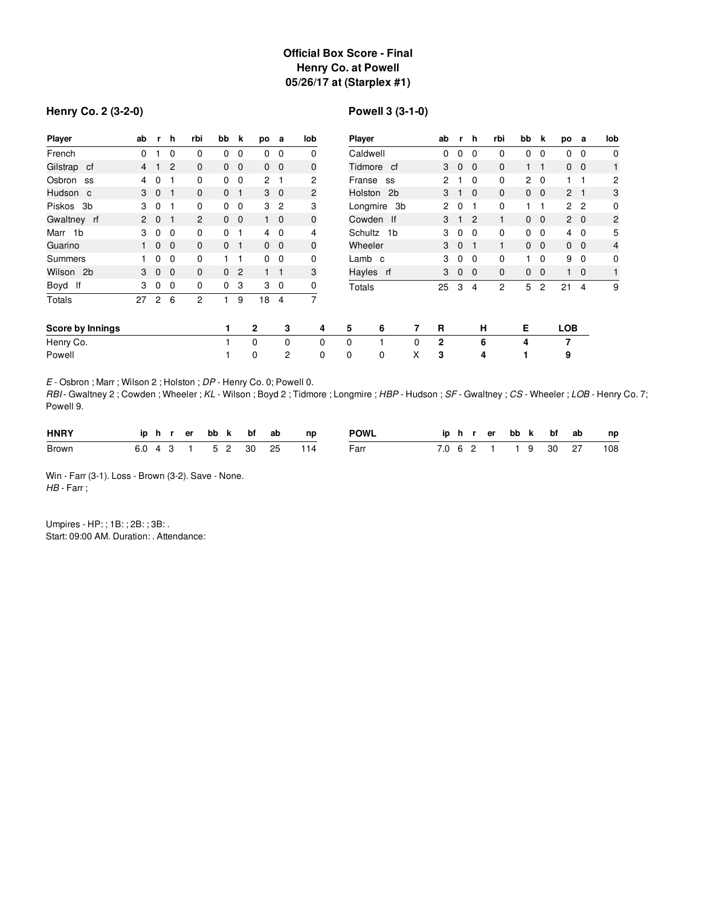# Official Box Score - Final
## Henry Co. at Powell
### 05/26/17 at (Starplex #1)

**Henry Co. 2 (3-2-0)**

| Player | ab | r | h | rbi | bb | k | po | a | lob |
|---|---|---|---|---|---|---|---|---|---|
| French | 0 | 1 | 0 | 0 | 0 | 0 | 0 | 0 | 0 |
| Gilstrap cf | 4 | 1 | 2 | 0 | 0 | 0 | 0 | 0 | 0 |
| Osbron ss | 4 | 0 | 1 | 0 | 0 | 0 | 2 | 1 | 2 |
| Hudson c | 3 | 0 | 1 | 0 | 0 | 1 | 3 | 0 | 2 |
| Piskos 3b | 3 | 0 | 1 | 0 | 0 | 0 | 3 | 2 | 3 |
| Gwaltney rf | 2 | 0 | 1 | 2 | 0 | 0 | 1 | 0 | 0 |
| Marr 1b | 3 | 0 | 0 | 0 | 0 | 1 | 4 | 0 | 4 |
| Guarino | 1 | 0 | 0 | 0 | 0 | 1 | 0 | 0 | 0 |
| Summers | 1 | 0 | 0 | 0 | 1 | 1 | 0 | 0 | 0 |
| Wilson 2b | 3 | 0 | 0 | 0 | 0 | 2 | 1 | 1 | 3 |
| Boyd lf | 3 | 0 | 0 | 0 | 0 | 3 | 3 | 0 | 0 |
| Totals | 27 | 2 | 6 | 2 | 1 | 9 | 18 | 4 | 7 |

**Powell 3 (3-1-0)**

| Player | ab | r | h | rbi | bb | k | po | a | lob |
|---|---|---|---|---|---|---|---|---|---|
| Caldwell | 0 | 0 | 0 | 0 | 0 | 0 | 0 | 0 | 0 |
| Tidmore cf | 3 | 0 | 0 | 0 | 1 | 1 | 0 | 0 | 1 |
| Franse ss | 2 | 1 | 0 | 0 | 2 | 0 | 1 | 1 | 2 |
| Holston 2b | 3 | 1 | 0 | 0 | 0 | 0 | 2 | 1 | 3 |
| Longmire 3b | 2 | 0 | 1 | 0 | 1 | 1 | 2 | 2 | 0 |
| Cowden lf | 3 | 1 | 2 | 1 | 0 | 0 | 2 | 0 | 2 |
| Schultz 1b | 3 | 0 | 0 | 0 | 0 | 0 | 4 | 0 | 5 |
| Wheeler | 3 | 0 | 1 | 1 | 0 | 0 | 0 | 0 | 4 |
| Lamb c | 3 | 0 | 0 | 0 | 1 | 0 | 9 | 0 | 0 |
| Hayles rf | 3 | 0 | 0 | 0 | 0 | 0 | 1 | 0 | 1 |
| Totals | 25 | 3 | 4 | 2 | 5 | 2 | 21 | 4 | 9 |

| Score by Innings | 1 | 2 | 3 | 4 | 5 | 6 | 7 | R | H | E | LOB |
|---|---|---|---|---|---|---|---|---|---|---|---|
| Henry Co. | 1 | 0 | 0 | 0 | 0 | 1 | 0 | 2 | 6 | 4 | 7 |
| Powell | 1 | 0 | 2 | 0 | 0 | 0 | X | 3 | 4 | 1 | 9 |

*E* - Osbron ; Marr ; Wilson 2 ; Holston ; *DP* - Henry Co. 0; Powell 0.

*RBI* - Gwaltney 2 ; Cowden ; Wheeler ; *KL* - Wilson ; Boyd 2 ; Tidmore ; Longmire ; *HBP* - Hudson ; *SF* - Gwaltney ; *CS* - Wheeler ; *LOB* - Henry Co. 7; Powell 9.

| HNRY | ip | h | r | er | bb | k | bf | ab | np |
|---|---|---|---|---|---|---|---|---|---|
| Brown | 6.0 | 4 | 3 | 1 | 5 | 2 | 30 | 25 | 114 |

| POWL | ip | h | r | er | bb | k | bf | ab | np |
|---|---|---|---|---|---|---|---|---|---|
| Farr | 7.0 | 6 | 2 | 1 | 1 | 9 | 30 | 27 | 108 |

Win - Farr (3-1). Loss - Brown (3-2). Save - None.
*HB* - Farr ;

Umpires - HP: ; 1B: ; 2B: ; 3B: .
Start: 09:00 AM. Duration: . Attendance: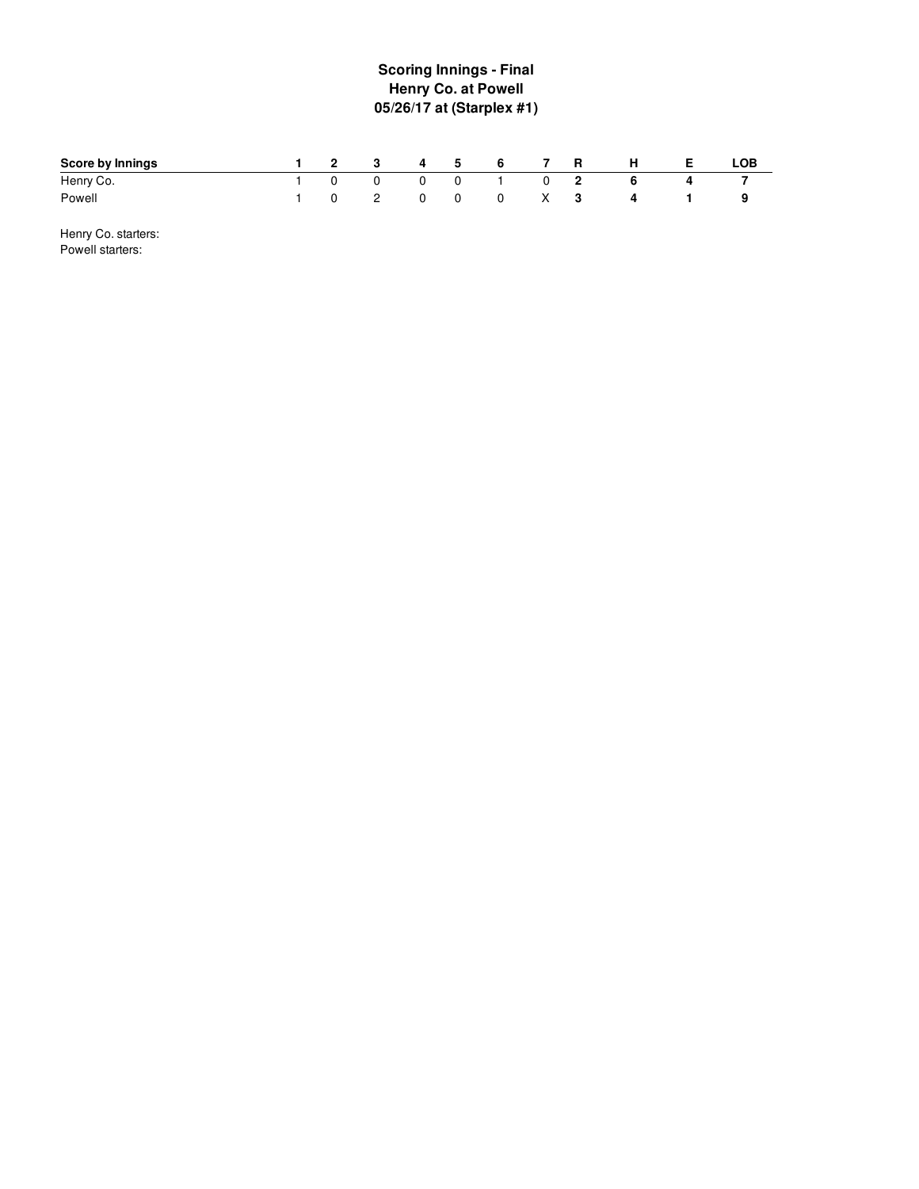# Scoring Innings - Final
## Henry Co. at Powell
## 05/26/17 at (Starplex #1)

| Score by Innings | 1 | 2 | 3 | 4 | 5 | 6 | 7 | R | H | E | LOB |
|---|---|---|---|---|---|---|---|---|---|---|---|
| Henry Co. | 1 | 0 | 0 | 0 | 0 | 1 | 0 | **2** | **6** | **4** | **7** |
| Powell | 1 | 0 | 2 | 0 | 0 | 0 | X | **3** | **4** | **1** | **9** |

Henry Co. starters:
Powell starters: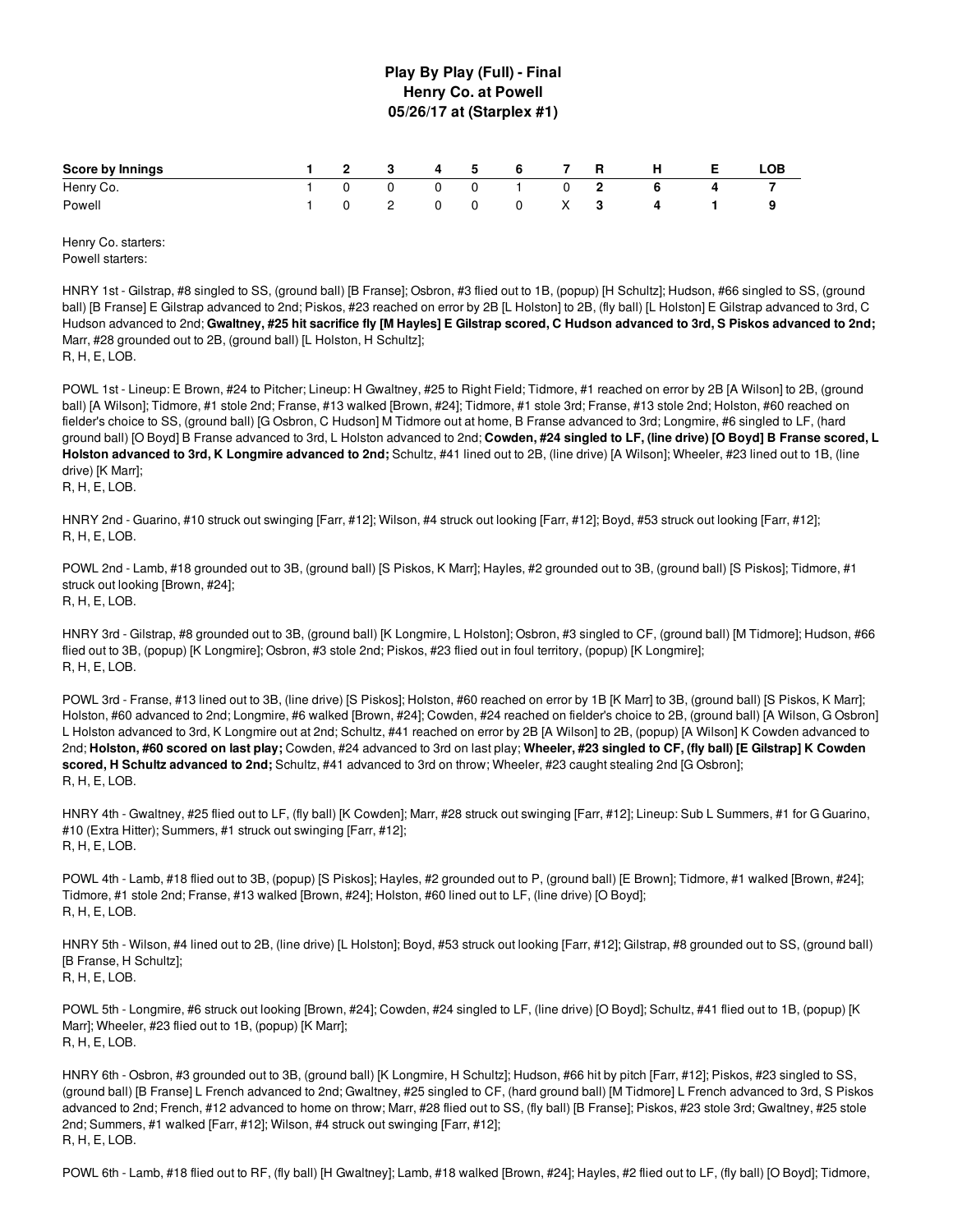# Play By Play (Full) - Final
## Henry Co. at Powell
### 05/26/17 at (Starplex #1)

| Score by Innings | 1 | 2 | 3 | 4 | 5 | 6 | 7 | R | H | E | LOB |
|---|---|---|---|---|---|---|---|---|---|---|---|
| Henry Co. | 1 | 0 | 0 | 0 | 0 | 1 | 0 | 2 | 6 | 4 | 7 |
| Powell | 1 | 0 | 2 | 0 | 0 | 0 | X | 3 | 4 | 1 | 9 |

Henry Co. starters:
Powell starters:

HNRY 1st - Gilstrap, #8 singled to SS, (ground ball) [B Franse]; Osbron, #3 flied out to 1B, (popup) [H Schultz]; Hudson, #66 singled to SS, (ground ball) [B Franse] E Gilstrap advanced to 2nd; Piskos, #23 reached on error by 2B [L Holston] to 2B, (fly ball) [L Holston] E Gilstrap advanced to 3rd, C Hudson advanced to 2nd; **Gwaltney, #25 hit sacrifice fly [M Hayles] E Gilstrap scored, C Hudson advanced to 3rd, S Piskos advanced to 2nd;** Marr, #28 grounded out to 2B, (ground ball) [L Holston, H Schultz];
R, H, E, LOB.

POWL 1st - Lineup: E Brown, #24 to Pitcher; Lineup: H Gwaltney, #25 to Right Field; Tidmore, #1 reached on error by 2B [A Wilson] to 2B, (ground ball) [A Wilson]; Tidmore, #1 stole 2nd; Franse, #13 walked [Brown, #24]; Tidmore, #1 stole 3rd; Franse, #13 stole 2nd; Holston, #60 reached on fielder's choice to SS, (ground ball) [G Osbron, C Hudson] M Tidmore out at home, B Franse advanced to 3rd; Longmire, #6 singled to LF, (hard ground ball) [O Boyd] B Franse advanced to 3rd, L Holston advanced to 2nd; **Cowden, #24 singled to LF, (line drive) [O Boyd] B Franse scored, L Holston advanced to 3rd, K Longmire advanced to 2nd;** Schultz, #41 lined out to 2B, (line drive) [A Wilson]; Wheeler, #23 lined out to 1B, (line drive) [K Marr];
R, H, E, LOB.

HNRY 2nd - Guarino, #10 struck out swinging [Farr, #12]; Wilson, #4 struck out looking [Farr, #12]; Boyd, #53 struck out looking [Farr, #12];
R, H, E, LOB.

POWL 2nd - Lamb, #18 grounded out to 3B, (ground ball) [S Piskos, K Marr]; Hayles, #2 grounded out to 3B, (ground ball) [S Piskos]; Tidmore, #1 struck out looking [Brown, #24];
R, H, E, LOB.

HNRY 3rd - Gilstrap, #8 grounded out to 3B, (ground ball) [K Longmire, L Holston]; Osbron, #3 singled to CF, (ground ball) [M Tidmore]; Hudson, #66 flied out to 3B, (popup) [K Longmire]; Osbron, #3 stole 2nd; Piskos, #23 flied out in foul territory, (popup) [K Longmire];
R, H, E, LOB.

POWL 3rd - Franse, #13 lined out to 3B, (line drive) [S Piskos]; Holston, #60 reached on error by 1B [K Marr] to 3B, (ground ball) [S Piskos, K Marr]; Holston, #60 advanced to 2nd; Longmire, #6 walked [Brown, #24]; Cowden, #24 reached on fielder's choice to 2B, (ground ball) [A Wilson, G Osbron] L Holston advanced to 3rd, K Longmire out at 2nd; Schultz, #41 reached on error by 2B [A Wilson] to 2B, (popup) [A Wilson] K Cowden advanced to 2nd; **Holston, #60 scored on last play;** Cowden, #24 advanced to 3rd on last play; **Wheeler, #23 singled to CF, (fly ball) [E Gilstrap] K Cowden scored, H Schultz advanced to 2nd;** Schultz, #41 advanced to 3rd on throw; Wheeler, #23 caught stealing 2nd [G Osbron];
R, H, E, LOB.

HNRY 4th - Gwaltney, #25 flied out to LF, (fly ball) [K Cowden]; Marr, #28 struck out swinging [Farr, #12]; Lineup: Sub L Summers, #1 for G Guarino, #10 (Extra Hitter); Summers, #1 struck out swinging [Farr, #12];
R, H, E, LOB.

POWL 4th - Lamb, #18 flied out to 3B, (popup) [S Piskos]; Hayles, #2 grounded out to P, (ground ball) [E Brown]; Tidmore, #1 walked [Brown, #24]; Tidmore, #1 stole 2nd; Franse, #13 walked [Brown, #24]; Holston, #60 lined out to LF, (line drive) [O Boyd];
R, H, E, LOB.

HNRY 5th - Wilson, #4 lined out to 2B, (line drive) [L Holston]; Boyd, #53 struck out looking [Farr, #12]; Gilstrap, #8 grounded out to SS, (ground ball) [B Franse, H Schultz];
R, H, E, LOB.

POWL 5th - Longmire, #6 struck out looking [Brown, #24]; Cowden, #24 singled to LF, (line drive) [O Boyd]; Schultz, #41 flied out to 1B, (popup) [K Marr]; Wheeler, #23 flied out to 1B, (popup) [K Marr];
R, H, E, LOB.

HNRY 6th - Osbron, #3 grounded out to 3B, (ground ball) [K Longmire, H Schultz]; Hudson, #66 hit by pitch [Farr, #12]; Piskos, #23 singled to SS, (ground ball) [B Franse] L French advanced to 2nd; Gwaltney, #25 singled to CF, (hard ground ball) [M Tidmore] L French advanced to 3rd, S Piskos advanced to 2nd; French, #12 advanced to home on throw; Marr, #28 flied out to SS, (fly ball) [B Franse]; Piskos, #23 stole 3rd; Gwaltney, #25 stole 2nd; Summers, #1 walked [Farr, #12]; Wilson, #4 struck out swinging [Farr, #12];
R, H, E, LOB.

POWL 6th - Lamb, #18 flied out to RF, (fly ball) [H Gwaltney]; Lamb, #18 walked [Brown, #24]; Hayles, #2 flied out to LF, (fly ball) [O Boyd]; Tidmore,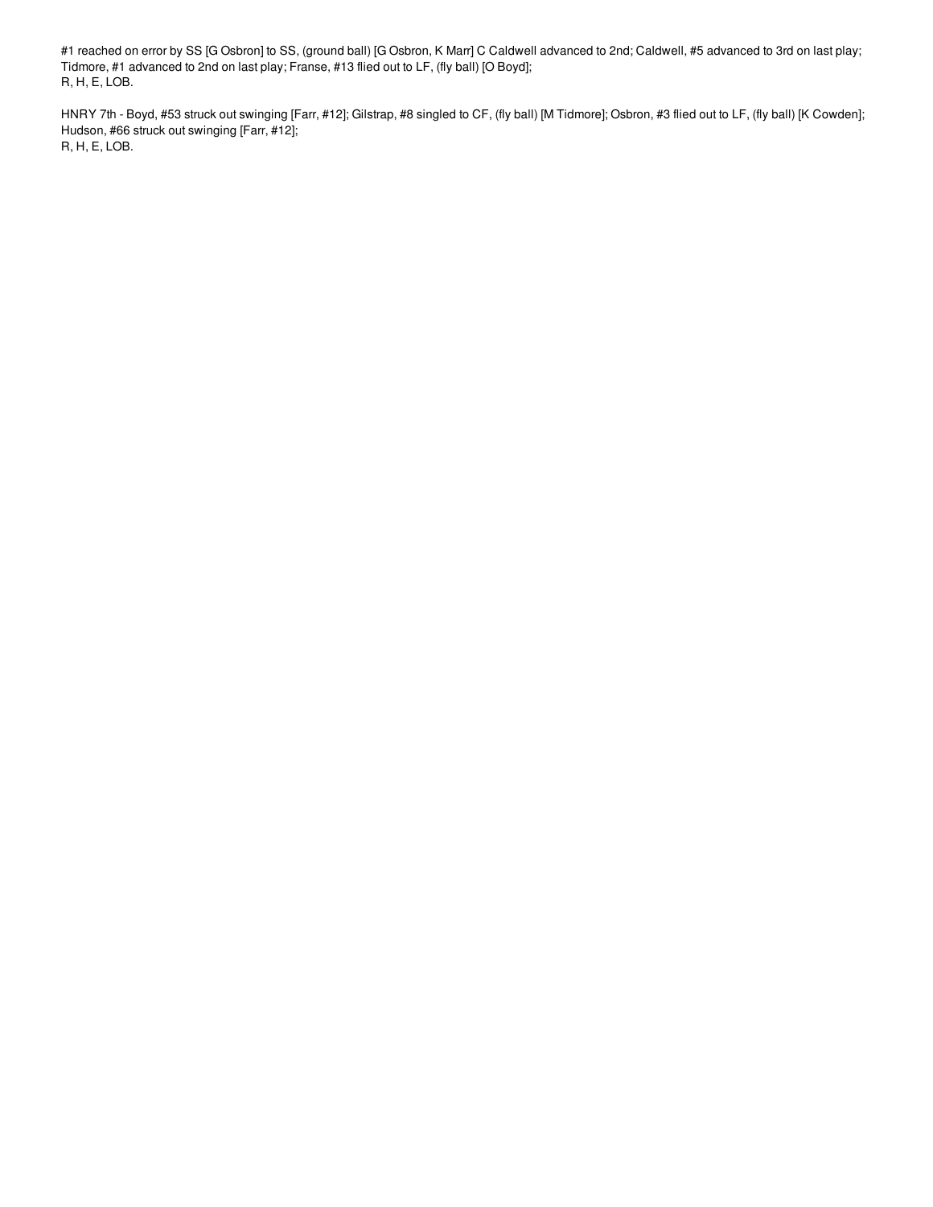#1 reached on error by SS [G Osbron] to SS, (ground ball) [G Osbron, K Marr] C Caldwell advanced to 2nd; Caldwell, #5 advanced to 3rd on last play; Tidmore, #1 advanced to 2nd on last play; Franse, #13 flied out to LF, (fly ball) [O Boyd];
R, H, E, LOB.

HNRY 7th - Boyd, #53 struck out swinging [Farr, #12]; Gilstrap, #8 singled to CF, (fly ball) [M Tidmore]; Osbron, #3 flied out to LF, (fly ball) [K Cowden]; Hudson, #66 struck out swinging [Farr, #12];
R, H, E, LOB.